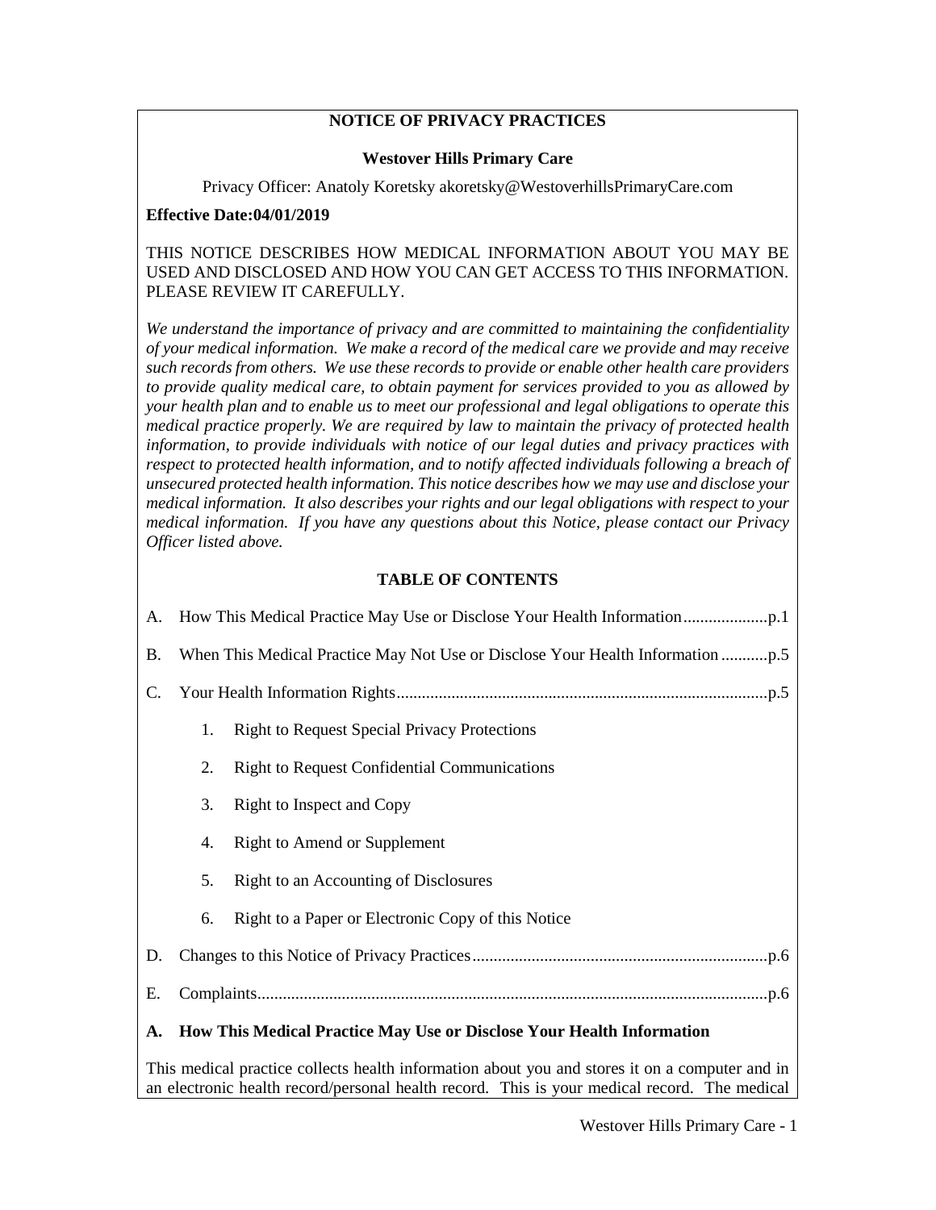# NOTICE OF PRIVACY PRACTICES

**Westover Hills Primary Care**

Privacy Officer: Anatoly Koretsky akoretsky@WestoverhillsPrimaryCare.com

**Effective Date:04/01/2019**

THIS NOTICE DESCRIBES HOW MEDICAL INFORMATION ABOUT YOU MAY BE USED AND DISCLOSED AND HOW YOU CAN GET ACCESS TO THIS INFORMATION. PLEASE REVIEW IT CAREFULLY.

*We understand the importance of privacy and are committed to maintaining the confidentiality of your medical information. We make a record of the medical care we provide and may receive such records from others. We use these records to provide or enable other health care providers to provide quality medical care, to obtain payment for services provided to you as allowed by your health plan and to enable us to meet our professional and legal obligations to operate this medical practice properly. We are required by law to maintain the privacy of protected health information, to provide individuals with notice of our legal duties and privacy practices with respect to protected health information, and to notify affected individuals following a breach of unsecured protected health information. This notice describes how we may use and disclose your medical information. It also describes your rights and our legal obligations with respect to your medical information. If you have any questions about this Notice, please contact our Privacy Officer listed above.*

## TABLE OF CONTENTS

A. How This Medical Practice May Use or Disclose Your Health Information....................p.1

B. When This Medical Practice May Not Use or Disclose Your Health Information ...........p.5

C. Your Health Information Rights........................................................................................p.5

1. Right to Request Special Privacy Protections
2. Right to Request Confidential Communications
3. Right to Inspect and Copy
4. Right to Amend or Supplement
5. Right to an Accounting of Disclosures
6. Right to a Paper or Electronic Copy of this Notice

D. Changes to this Notice of Privacy Practices......................................................................p.6

E. Complaints.........................................................................................................................p.6

## A. How This Medical Practice May Use or Disclose Your Health Information

This medical practice collects health information about you and stores it on a computer and in an electronic health record/personal health record. This is your medical record. The medical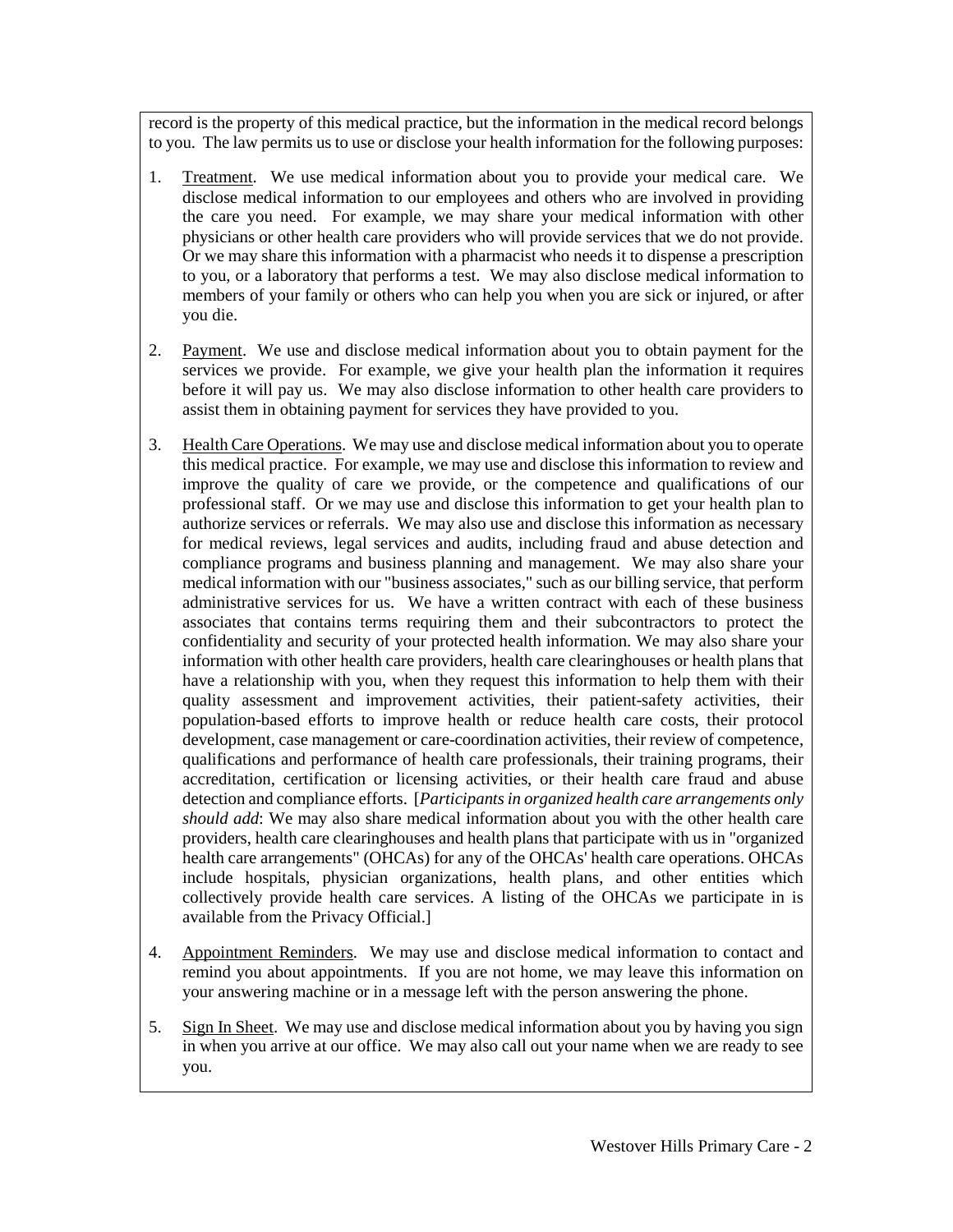record is the property of this medical practice, but the information in the medical record belongs to you. The law permits us to use or disclose your health information for the following purposes:

1. Treatment. We use medical information about you to provide your medical care. We disclose medical information to our employees and others who are involved in providing the care you need. For example, we may share your medical information with other physicians or other health care providers who will provide services that we do not provide. Or we may share this information with a pharmacist who needs it to dispense a prescription to you, or a laboratory that performs a test. We may also disclose medical information to members of your family or others who can help you when you are sick or injured, or after you die.

2. Payment. We use and disclose medical information about you to obtain payment for the services we provide. For example, we give your health plan the information it requires before it will pay us. We may also disclose information to other health care providers to assist them in obtaining payment for services they have provided to you.

3. Health Care Operations. We may use and disclose medical information about you to operate this medical practice. For example, we may use and disclose this information to review and improve the quality of care we provide, or the competence and qualifications of our professional staff. Or we may use and disclose this information to get your health plan to authorize services or referrals. We may also use and disclose this information as necessary for medical reviews, legal services and audits, including fraud and abuse detection and compliance programs and business planning and management. We may also share your medical information with our "business associates," such as our billing service, that perform administrative services for us. We have a written contract with each of these business associates that contains terms requiring them and their subcontractors to protect the confidentiality and security of your protected health information. We may also share your information with other health care providers, health care clearinghouses or health plans that have a relationship with you, when they request this information to help them with their quality assessment and improvement activities, their patient-safety activities, their population-based efforts to improve health or reduce health care costs, their protocol development, case management or care-coordination activities, their review of competence, qualifications and performance of health care professionals, their training programs, their accreditation, certification or licensing activities, or their health care fraud and abuse detection and compliance efforts. [*Participants in organized health care arrangements only should add*: We may also share medical information about you with the other health care providers, health care clearinghouses and health plans that participate with us in "organized health care arrangements" (OHCAs) for any of the OHCAs' health care operations. OHCAs include hospitals, physician organizations, health plans, and other entities which collectively provide health care services. A listing of the OHCAs we participate in is available from the Privacy Official.]

4. Appointment Reminders. We may use and disclose medical information to contact and remind you about appointments. If you are not home, we may leave this information on your answering machine or in a message left with the person answering the phone.

5. Sign In Sheet. We may use and disclose medical information about you by having you sign in when you arrive at our office. We may also call out your name when we are ready to see you.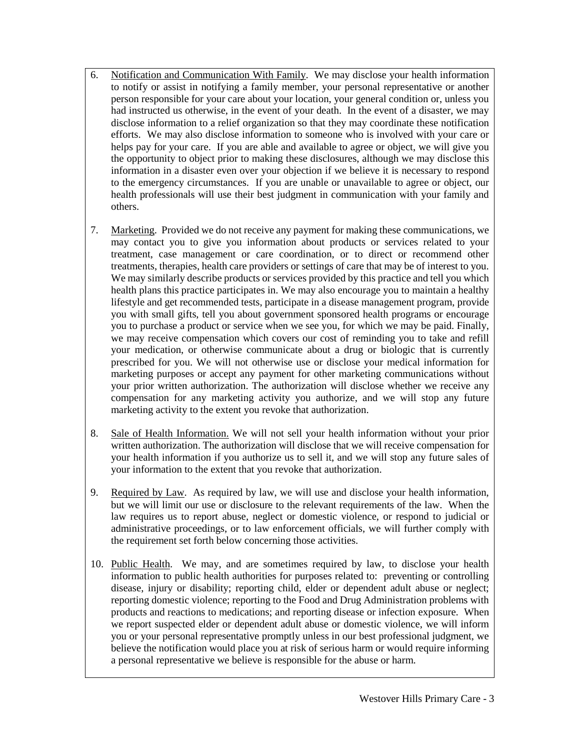6. Notification and Communication With Family. We may disclose your health information to notify or assist in notifying a family member, your personal representative or another person responsible for your care about your location, your general condition or, unless you had instructed us otherwise, in the event of your death. In the event of a disaster, we may disclose information to a relief organization so that they may coordinate these notification efforts. We may also disclose information to someone who is involved with your care or helps pay for your care. If you are able and available to agree or object, we will give you the opportunity to object prior to making these disclosures, although we may disclose this information in a disaster even over your objection if we believe it is necessary to respond to the emergency circumstances. If you are unable or unavailable to agree or object, our health professionals will use their best judgment in communication with your family and others.

7. Marketing. Provided we do not receive any payment for making these communications, we may contact you to give you information about products or services related to your treatment, case management or care coordination, or to direct or recommend other treatments, therapies, health care providers or settings of care that may be of interest to you. We may similarly describe products or services provided by this practice and tell you which health plans this practice participates in. We may also encourage you to maintain a healthy lifestyle and get recommended tests, participate in a disease management program, provide you with small gifts, tell you about government sponsored health programs or encourage you to purchase a product or service when we see you, for which we may be paid. Finally, we may receive compensation which covers our cost of reminding you to take and refill your medication, or otherwise communicate about a drug or biologic that is currently prescribed for you. We will not otherwise use or disclose your medical information for marketing purposes or accept any payment for other marketing communications without your prior written authorization. The authorization will disclose whether we receive any compensation for any marketing activity you authorize, and we will stop any future marketing activity to the extent you revoke that authorization.

8. Sale of Health Information. We will not sell your health information without your prior written authorization. The authorization will disclose that we will receive compensation for your health information if you authorize us to sell it, and we will stop any future sales of your information to the extent that you revoke that authorization.

9. Required by Law. As required by law, we will use and disclose your health information, but we will limit our use or disclosure to the relevant requirements of the law. When the law requires us to report abuse, neglect or domestic violence, or respond to judicial or administrative proceedings, or to law enforcement officials, we will further comply with the requirement set forth below concerning those activities.

10. Public Health. We may, and are sometimes required by law, to disclose your health information to public health authorities for purposes related to: preventing or controlling disease, injury or disability; reporting child, elder or dependent adult abuse or neglect; reporting domestic violence; reporting to the Food and Drug Administration problems with products and reactions to medications; and reporting disease or infection exposure. When we report suspected elder or dependent adult abuse or domestic violence, we will inform you or your personal representative promptly unless in our best professional judgment, we believe the notification would place you at risk of serious harm or would require informing a personal representative we believe is responsible for the abuse or harm.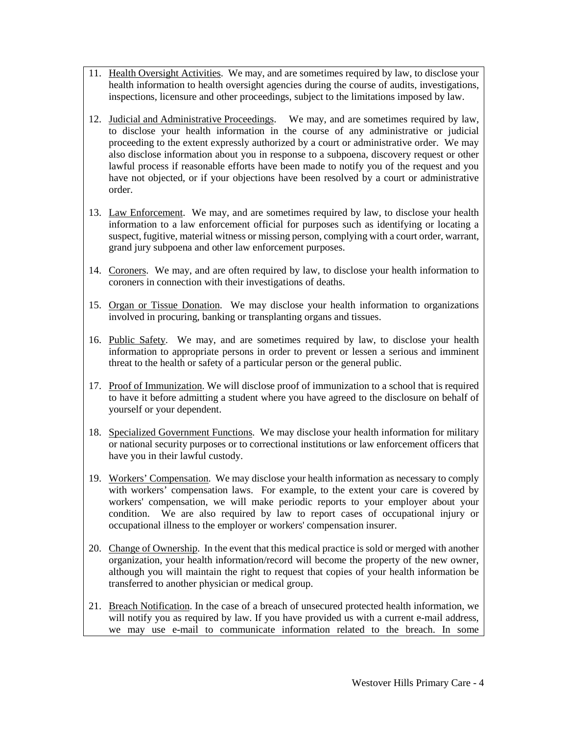11. Health Oversight Activities. We may, and are sometimes required by law, to disclose your health information to health oversight agencies during the course of audits, investigations, inspections, licensure and other proceedings, subject to the limitations imposed by law.

12. Judicial and Administrative Proceedings. We may, and are sometimes required by law, to disclose your health information in the course of any administrative or judicial proceeding to the extent expressly authorized by a court or administrative order. We may also disclose information about you in response to a subpoena, discovery request or other lawful process if reasonable efforts have been made to notify you of the request and you have not objected, or if your objections have been resolved by a court or administrative order.

13. Law Enforcement. We may, and are sometimes required by law, to disclose your health information to a law enforcement official for purposes such as identifying or locating a suspect, fugitive, material witness or missing person, complying with a court order, warrant, grand jury subpoena and other law enforcement purposes.

14. Coroners. We may, and are often required by law, to disclose your health information to coroners in connection with their investigations of deaths.

15. Organ or Tissue Donation. We may disclose your health information to organizations involved in procuring, banking or transplanting organs and tissues.

16. Public Safety. We may, and are sometimes required by law, to disclose your health information to appropriate persons in order to prevent or lessen a serious and imminent threat to the health or safety of a particular person or the general public.

17. Proof of Immunization. We will disclose proof of immunization to a school that is required to have it before admitting a student where you have agreed to the disclosure on behalf of yourself or your dependent.

18. Specialized Government Functions. We may disclose your health information for military or national security purposes or to correctional institutions or law enforcement officers that have you in their lawful custody.

19. Workers' Compensation. We may disclose your health information as necessary to comply with workers' compensation laws. For example, to the extent your care is covered by workers' compensation, we will make periodic reports to your employer about your condition. We are also required by law to report cases of occupational injury or occupational illness to the employer or workers' compensation insurer.

20. Change of Ownership. In the event that this medical practice is sold or merged with another organization, your health information/record will become the property of the new owner, although you will maintain the right to request that copies of your health information be transferred to another physician or medical group.

21. Breach Notification. In the case of a breach of unsecured protected health information, we will notify you as required by law. If you have provided us with a current e-mail address, we may use e-mail to communicate information related to the breach. In some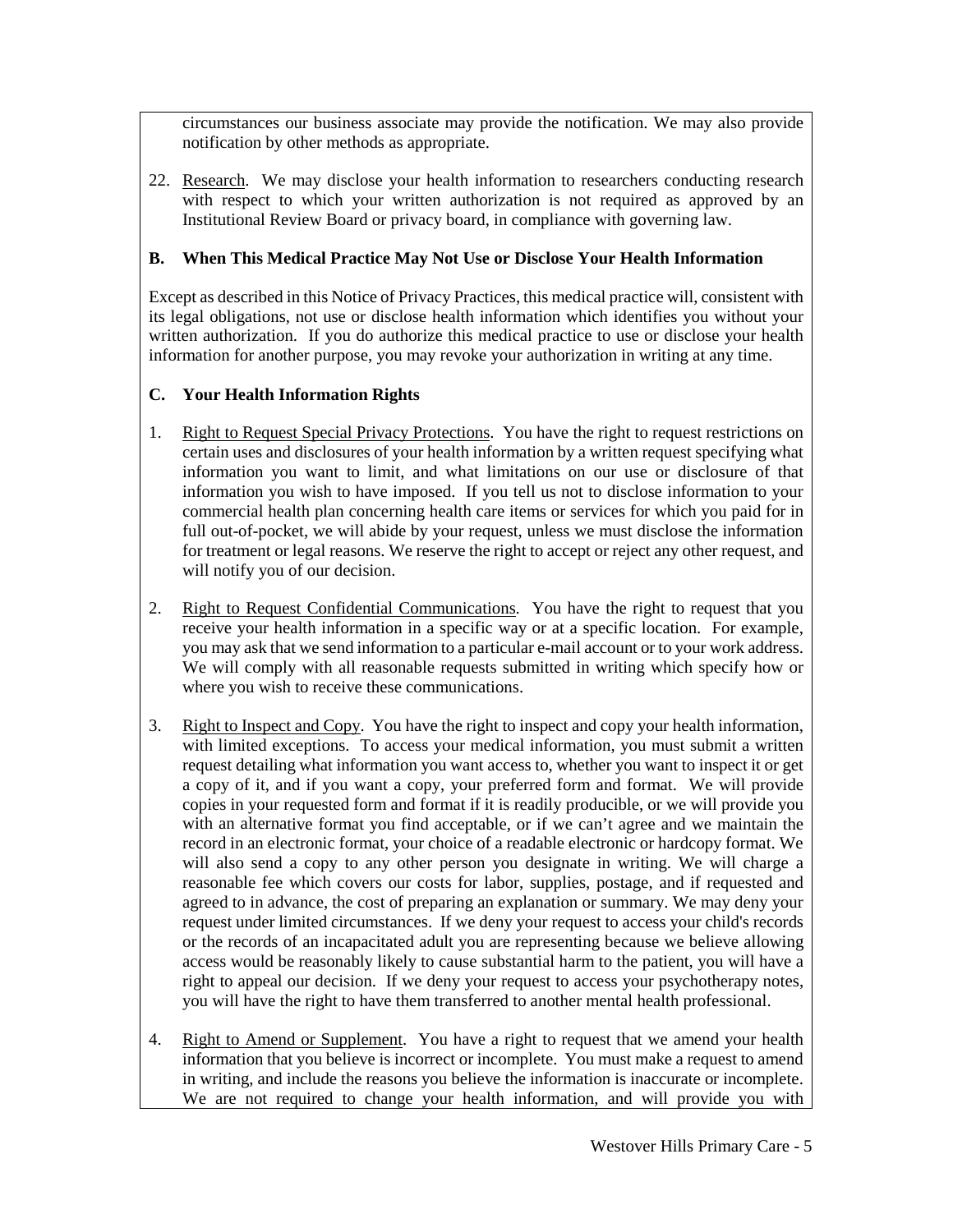circumstances our business associate may provide the notification. We may also provide notification by other methods as appropriate.

22. Research. We may disclose your health information to researchers conducting research with respect to which your written authorization is not required as approved by an Institutional Review Board or privacy board, in compliance with governing law.

**B. When This Medical Practice May Not Use or Disclose Your Health Information**

Except as described in this Notice of Privacy Practices, this medical practice will, consistent with its legal obligations, not use or disclose health information which identifies you without your written authorization. If you do authorize this medical practice to use or disclose your health information for another purpose, you may revoke your authorization in writing at any time.

**C. Your Health Information Rights**

1. Right to Request Special Privacy Protections. You have the right to request restrictions on certain uses and disclosures of your health information by a written request specifying what information you want to limit, and what limitations on our use or disclosure of that information you wish to have imposed. If you tell us not to disclose information to your commercial health plan concerning health care items or services for which you paid for in full out-of-pocket, we will abide by your request, unless we must disclose the information for treatment or legal reasons. We reserve the right to accept or reject any other request, and will notify you of our decision.

2. Right to Request Confidential Communications. You have the right to request that you receive your health information in a specific way or at a specific location. For example, you may ask that we send information to a particular e-mail account or to your work address. We will comply with all reasonable requests submitted in writing which specify how or where you wish to receive these communications.

3. Right to Inspect and Copy. You have the right to inspect and copy your health information, with limited exceptions. To access your medical information, you must submit a written request detailing what information you want access to, whether you want to inspect it or get a copy of it, and if you want a copy, your preferred form and format. We will provide copies in your requested form and format if it is readily producible, or we will provide you with an alternative format you find acceptable, or if we can't agree and we maintain the record in an electronic format, your choice of a readable electronic or hardcopy format. We will also send a copy to any other person you designate in writing. We will charge a reasonable fee which covers our costs for labor, supplies, postage, and if requested and agreed to in advance, the cost of preparing an explanation or summary. We may deny your request under limited circumstances. If we deny your request to access your child's records or the records of an incapacitated adult you are representing because we believe allowing access would be reasonably likely to cause substantial harm to the patient, you will have a right to appeal our decision. If we deny your request to access your psychotherapy notes, you will have the right to have them transferred to another mental health professional.

4. Right to Amend or Supplement. You have a right to request that we amend your health information that you believe is incorrect or incomplete. You must make a request to amend in writing, and include the reasons you believe the information is inaccurate or incomplete. We are not required to change your health information, and will provide you with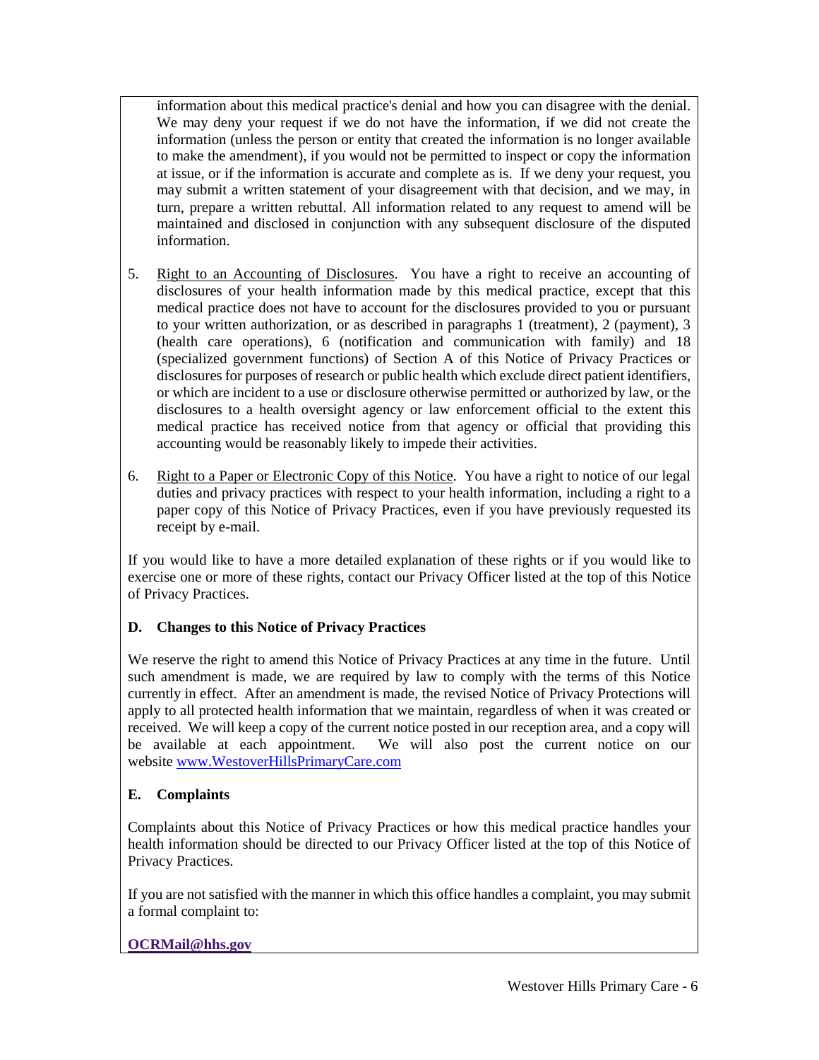information about this medical practice's denial and how you can disagree with the denial. We may deny your request if we do not have the information, if we did not create the information (unless the person or entity that created the information is no longer available to make the amendment), if you would not be permitted to inspect or copy the information at issue, or if the information is accurate and complete as is. If we deny your request, you may submit a written statement of your disagreement with that decision, and we may, in turn, prepare a written rebuttal. All information related to any request to amend will be maintained and disclosed in conjunction with any subsequent disclosure of the disputed information.

5. Right to an Accounting of Disclosures. You have a right to receive an accounting of disclosures of your health information made by this medical practice, except that this medical practice does not have to account for the disclosures provided to you or pursuant to your written authorization, or as described in paragraphs 1 (treatment), 2 (payment), 3 (health care operations), 6 (notification and communication with family) and 18 (specialized government functions) of Section A of this Notice of Privacy Practices or disclosures for purposes of research or public health which exclude direct patient identifiers, or which are incident to a use or disclosure otherwise permitted or authorized by law, or the disclosures to a health oversight agency or law enforcement official to the extent this medical practice has received notice from that agency or official that providing this accounting would be reasonably likely to impede their activities.

6. Right to a Paper or Electronic Copy of this Notice. You have a right to notice of our legal duties and privacy practices with respect to your health information, including a right to a paper copy of this Notice of Privacy Practices, even if you have previously requested its receipt by e-mail.

If you would like to have a more detailed explanation of these rights or if you would like to exercise one or more of these rights, contact our Privacy Officer listed at the top of this Notice of Privacy Practices.

## D. Changes to this Notice of Privacy Practices

We reserve the right to amend this Notice of Privacy Practices at any time in the future. Until such amendment is made, we are required by law to comply with the terms of this Notice currently in effect. After an amendment is made, the revised Notice of Privacy Protections will apply to all protected health information that we maintain, regardless of when it was created or received. We will keep a copy of the current notice posted in our reception area, and a copy will be available at each appointment. We will also post the current notice on our website www.WestoverHillsPrimaryCare.com

## E. Complaints

Complaints about this Notice of Privacy Practices or how this medical practice handles your health information should be directed to our Privacy Officer listed at the top of this Notice of Privacy Practices.

If you are not satisfied with the manner in which this office handles a complaint, you may submit a formal complaint to:

**OCRMail@hhs.gov**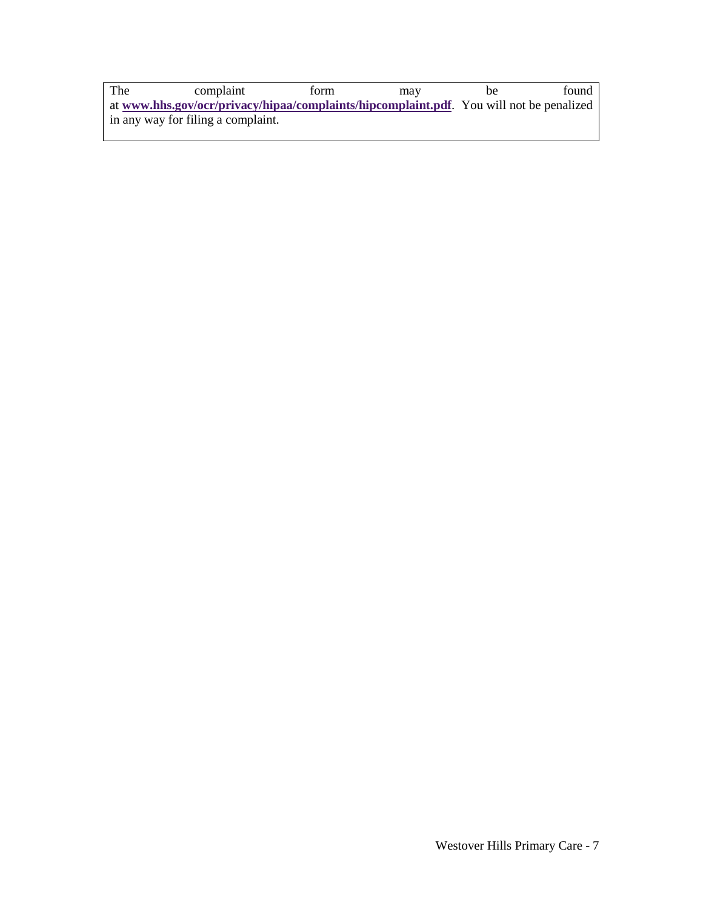The complaint form may be found at **www.hhs.gov/ocr/privacy/hipaa/complaints/hipcomplaint.pdf**. You will not be penalized in any way for filing a complaint.